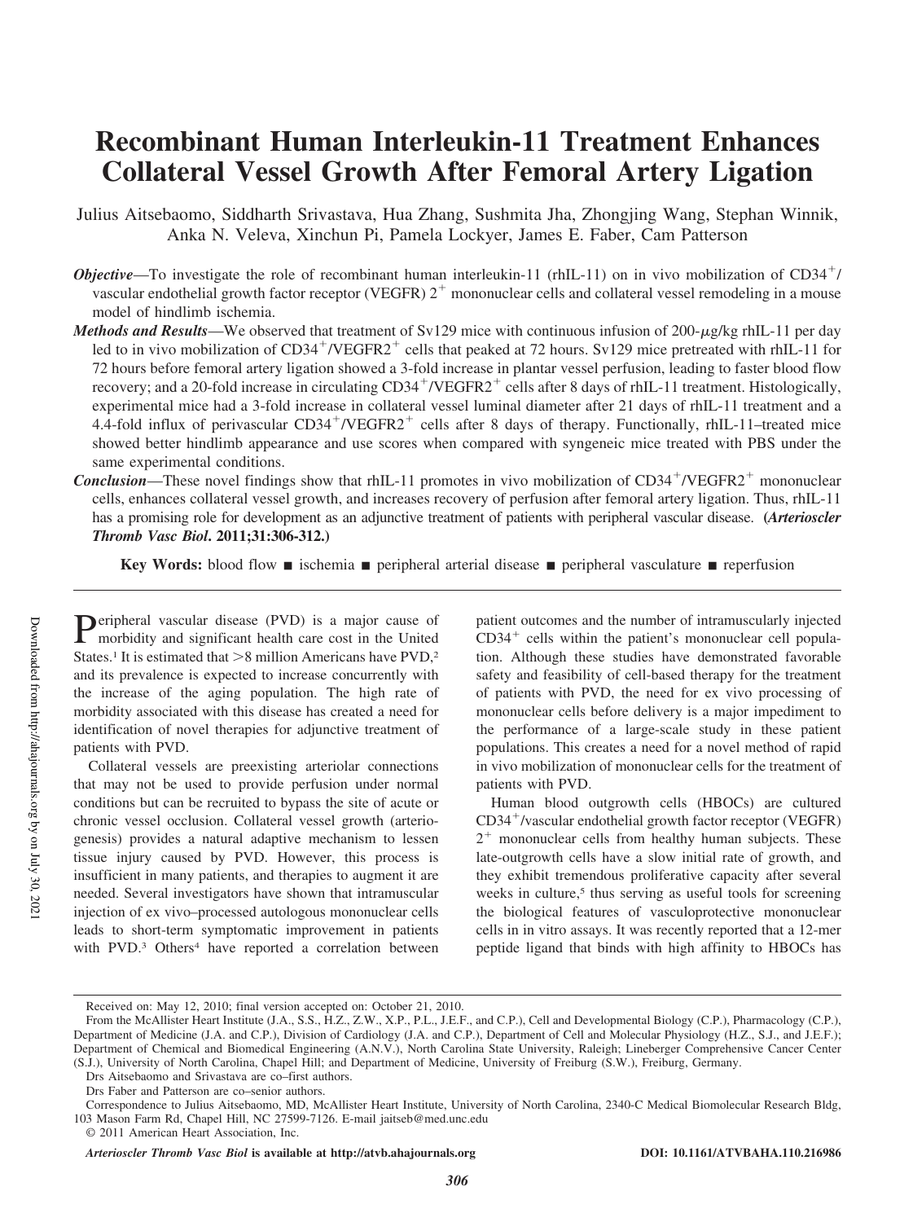# Recombinant Human Interleukin-11 Treatment Enhances Collateral Vessel Growth After Femoral Artery Ligation

Julius Aitsebaomo, Siddharth Srivastava, Hua Zhang, Sushmita Jha, Zhongjing Wang, Stephan Winnik, Anka N. Veleva, Xinchun Pi, Pamela Lockyer, James E. Faber, Cam Patterson

***Objective*—**To investigate the role of recombinant human interleukin-11 (rhIL-11) on in vivo mobilization of $CD34^+$/vascular endothelial growth factor receptor (VEGFR) $2^+$ mononuclear cells and collateral vessel remodeling in a mouse model of hindlimb ischemia.

***Methods and Results*—**We observed that treatment of Sv129 mice with continuous infusion of 200-μg/kg rhIL-11 per day led to in vivo mobilization of $CD34^+$/$VEGFR2^+$ cells that peaked at 72 hours. Sv129 mice pretreated with rhIL-11 for 72 hours before femoral artery ligation showed a 3-fold increase in plantar vessel perfusion, leading to faster blood flow recovery; and a 20-fold increase in circulating $CD34^+$/$VEGFR2^+$ cells after 8 days of rhIL-11 treatment. Histologically, experimental mice had a 3-fold increase in collateral vessel luminal diameter after 21 days of rhIL-11 treatment and a 4.4-fold influx of perivascular $CD34^+$/$VEGFR2^+$ cells after 8 days of therapy. Functionally, rhIL-11–treated mice showed better hindlimb appearance and use scores when compared with syngeneic mice treated with PBS under the same experimental conditions.

***Conclusion*—**These novel findings show that rhIL-11 promotes in vivo mobilization of $CD34^+$/$VEGFR2^+$ mononuclear cells, enhances collateral vessel growth, and increases recovery of perfusion after femoral artery ligation. Thus, rhIL-11 has a promising role for development as an adjunctive treatment of patients with peripheral vascular disease. **(*Arterioscler Thromb Vasc Biol*. 2011;31:306-312.)**

**Key Words:** blood flow ■ ischemia ■ peripheral arterial disease ■ peripheral vasculature ■ reperfusion

Peripheral vascular disease (PVD) is a major cause of morbidity and significant health care cost in the United States.[1] It is estimated that >8 million Americans have PVD,[2] and its prevalence is expected to increase concurrently with the increase of the aging population. The high rate of morbidity associated with this disease has created a need for identification of novel therapies for adjunctive treatment of patients with PVD.

Collateral vessels are preexisting arteriolar connections that may not be used to provide perfusion under normal conditions but can be recruited to bypass the site of acute or chronic vessel occlusion. Collateral vessel growth (arteriogenesis) provides a natural adaptive mechanism to lessen tissue injury caused by PVD. However, this process is insufficient in many patients, and therapies to augment it are needed. Several investigators have shown that intramuscular injection of ex vivo–processed autologous mononuclear cells leads to short-term symptomatic improvement in patients with PVD.[3] Others[4] have reported a correlation between patient outcomes and the number of intramuscularly injected $CD34^+$ cells within the patient's mononuclear cell population. Although these studies have demonstrated favorable safety and feasibility of cell-based therapy for the treatment of patients with PVD, the need for ex vivo processing of mononuclear cells before delivery is a major impediment to the performance of a large-scale study in these patient populations. This creates a need for a novel method of rapid in vivo mobilization of mononuclear cells for the treatment of patients with PVD.

Human blood outgrowth cells (HBOCs) are cultured $CD34^+$/vascular endothelial growth factor receptor (VEGFR) $2^+$ mononuclear cells from healthy human subjects. These late-outgrowth cells have a slow initial rate of growth, and they exhibit tremendous proliferative capacity after several weeks in culture,[5] thus serving as useful tools for screening the biological features of vasculoprotective mononuclear cells in in vitro assays. It was recently reported that a 12-mer peptide ligand that binds with high affinity to HBOCs has

Received on: May 12, 2010; final version accepted on: October 21, 2010.

From the McAllister Heart Institute (J.A., S.S., H.Z., Z.W., X.P., P.L., J.E.F., and C.P.), Cell and Developmental Biology (C.P.), Pharmacology (C.P.), Department of Medicine (J.A. and C.P.), Division of Cardiology (J.A. and C.P.), Department of Cell and Molecular Physiology (H.Z., S.J., and J.E.F.); Department of Chemical and Biomedical Engineering (A.N.V.), North Carolina State University, Raleigh; Lineberger Comprehensive Cancer Center (S.J.), University of North Carolina, Chapel Hill; and Department of Medicine, University of Freiburg (S.W.), Freiburg, Germany.

Drs Aitsebaomo and Srivastava are co–first authors.

Drs Faber and Patterson are co–senior authors.

Correspondence to Julius Aitsebaomo, MD, McAllister Heart Institute, University of North Carolina, 2340-C Medical Biomolecular Research Bldg, 103 Mason Farm Rd, Chapel Hill, NC 27599-7126. E-mail jaitseb@med.unc.edu

© 2011 American Heart Association, Inc.

*Arterioscler Thromb Vasc Biol* **is available at http://atvb.ahajournals.org** **DOI: 10.1161/ATVBAHA.110.216986**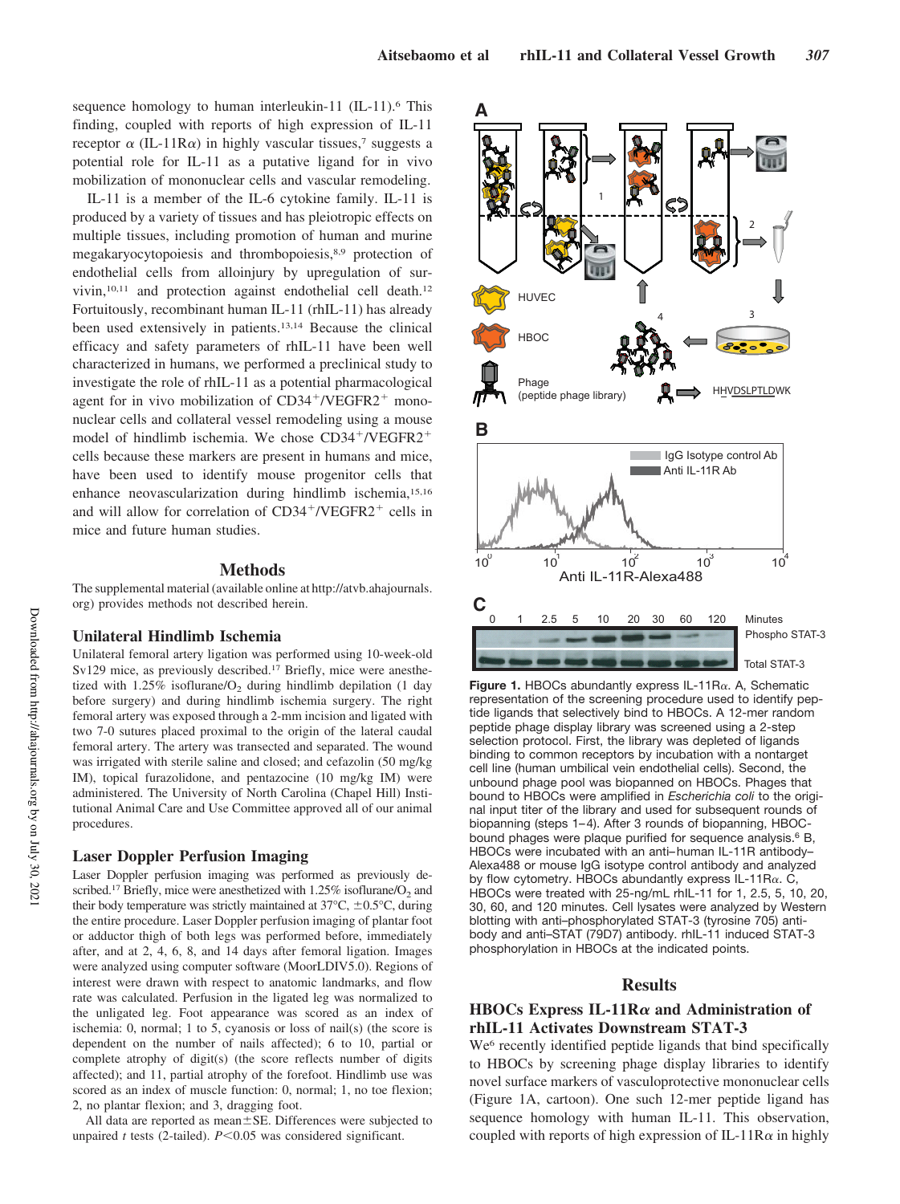sequence homology to human interleukin-11 (IL-11).[6] This finding, coupled with reports of high expression of IL-11 receptor $\alpha$ (IL-11R$\alpha$) in highly vascular tissues,[7] suggests a potential role for IL-11 as a putative ligand for in vivo mobilization of mononuclear cells and vascular remodeling.

IL-11 is a member of the IL-6 cytokine family. IL-11 is produced by a variety of tissues and has pleiotropic effects on multiple tissues, including promotion of human and murine megakaryocytopoiesis and thrombopoiesis,[8,9] protection of endothelial cells from alloinjury by upregulation of survivin,[10,11] and protection against endothelial cell death.[12] Fortuitously, recombinant human IL-11 (rhIL-11) has already been used extensively in patients.[13,14] Because the clinical efficacy and safety parameters of rhIL-11 have been well characterized in humans, we performed a preclinical study to investigate the role of rhIL-11 as a potential pharmacological agent for in vivo mobilization of CD34$^+$/VEGFR2$^+$ mononuclear cells and collateral vessel remodeling using a mouse model of hindlimb ischemia. We chose CD34$^+$/VEGFR2$^+$ cells because these markers are present in humans and mice, have been used to identify mouse progenitor cells that enhance neovascularization during hindlimb ischemia,[15,16] and will allow for correlation of CD34$^+$/VEGFR2$^+$ cells in mice and future human studies.

## Methods

The supplemental material (available online at http://atvb.ahajournals.org) provides methods not described herein.

### Unilateral Hindlimb Ischemia

Unilateral femoral artery ligation was performed using 10-week-old Sv129 mice, as previously described.[17] Briefly, mice were anesthetized with 1.25% isoflurane/$O_2$ during hindlimb depilation (1 day before surgery) and during hindlimb ischemia surgery. The right femoral artery was exposed through a 2-mm incision and ligated with two 7-0 sutures placed proximal to the origin of the lateral caudal femoral artery. The artery was transected and separated. The wound was irrigated with sterile saline and closed; and cefazolin (50 mg/kg IM), topical furazolidone, and pentazocine (10 mg/kg IM) were administered. The University of North Carolina (Chapel Hill) Institutional Animal Care and Use Committee approved all of our animal procedures.

### Laser Doppler Perfusion Imaging

Laser Doppler perfusion imaging was performed as previously described.[17] Briefly, mice were anesthetized with 1.25% isoflurane/$O_2$ and their body temperature was strictly maintained at 37°C, ±0.5°C, during the entire procedure. Laser Doppler perfusion imaging of plantar foot or adductor thigh of both legs was performed before, immediately after, and at 2, 4, 6, 8, and 14 days after femoral ligation. Images were analyzed using computer software (MoorLDIV5.0). Regions of interest were drawn with respect to anatomic landmarks, and flow rate was calculated. Perfusion in the ligated leg was normalized to the unligated leg. Foot appearance was scored as an index of ischemia: 0, normal; 1 to 5, cyanosis or loss of nail(s) (the score is dependent on the number of nails affected); 6 to 10, partial or complete atrophy of digit(s) (the score reflects number of digits affected); and 11, partial atrophy of the forefoot. Hindlimb use was scored as an index of muscle function: 0, normal; 1, no toe flexion; 2, no plantar flexion; and 3, dragging foot.

All data are reported as mean±SE. Differences were subjected to unpaired *t* tests (2-tailed). $P<0.05$ was considered significant.

**Figure 1.** HBOCs abundantly express IL-11R$\alpha$. A, Schematic representation of the screening procedure used to identify peptide ligands that selectively bind to HBOCs. A 12-mer random peptide phage display library was screened using a 2-step selection protocol. First, the library was depleted of ligands binding to common receptors by incubation with a nontarget cell line (human umbilical vein endothelial cells). Second, the unbound phage pool was biopanned on HBOCs. Phages that bound to HBOCs were amplified in *Escherichia coli* to the original input titer of the library and used for subsequent rounds of biopanning (steps 1–4). After 3 rounds of biopanning, HBOC-bound phages were plaque purified for sequence analysis.[6] B, HBOCs were incubated with an anti–human IL-11R antibody–Alexa488 or mouse IgG isotype control antibody and analyzed by flow cytometry. HBOCs abundantly express IL-11R$\alpha$. C, HBOCs were treated with 25-ng/mL rhIL-11 for 1, 2.5, 5, 10, 20, 30, 60, and 120 minutes. Cell lysates were analyzed by Western blotting with anti–phosphorylated STAT-3 (tyrosine 705) antibody and anti–STAT (79D7) antibody. rhIL-11 induced STAT-3 phosphorylation in HBOCs at the indicated points.

## Results

### HBOCs Express IL-11R$\alpha$ and Administration of rhIL-11 Activates Downstream STAT-3

We[6] recently identified peptide ligands that bind specifically to HBOCs by screening phage display libraries to identify novel surface markers of vasculoprotective mononuclear cells (Figure 1A, cartoon). One such 12-mer peptide ligand has sequence homology with human IL-11. This observation, coupled with reports of high expression of IL-11R$\alpha$ in highly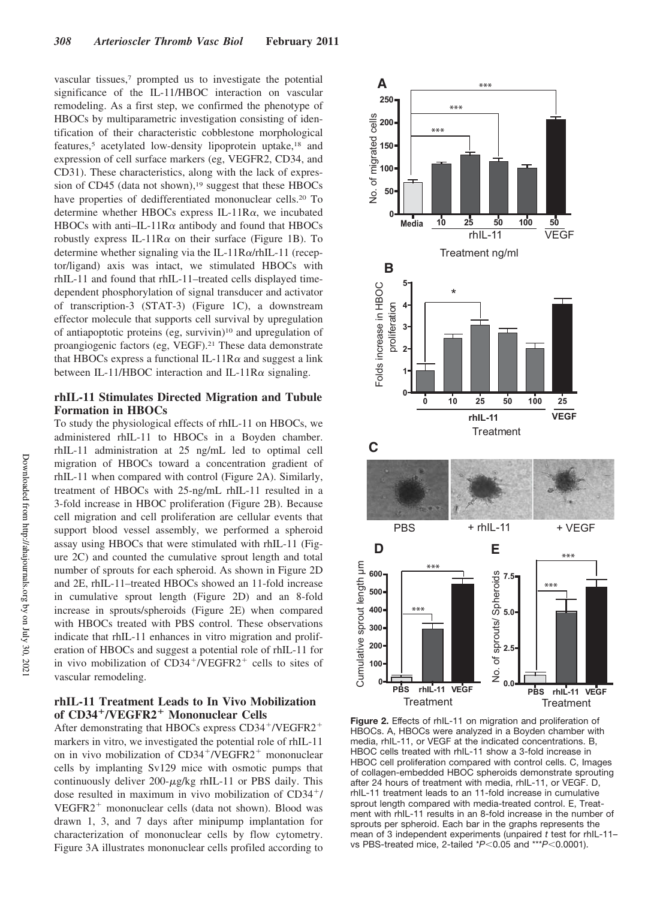vascular tissues,[7] prompted us to investigate the potential significance of the IL-11/HBOC interaction on vascular remodeling. As a first step, we confirmed the phenotype of HBOCs by multiparametric investigation consisting of identification of their characteristic cobblestone morphological features,[5] acetylated low-density lipoprotein uptake,[18] and expression of cell surface markers (eg, VEGFR2, CD34, and CD31). These characteristics, along with the lack of expression of CD45 (data not shown),[19] suggest that these HBOCs have properties of dedifferentiated mononuclear cells.[20] To determine whether HBOCs express IL-11R$\alpha$, we incubated HBOCs with anti–IL-11R$\alpha$ antibody and found that HBOCs robustly express IL-11R$\alpha$ on their surface (Figure 1B). To determine whether signaling via the IL-11R$\alpha$/rhIL-11 (receptor/ligand) axis was intact, we stimulated HBOCs with rhIL-11 and found that rhIL-11–treated cells displayed time-dependent phosphorylation of signal transducer and activator of transcription-3 (STAT-3) (Figure 1C), a downstream effector molecule that supports cell survival by upregulation of antiapoptotic proteins (eg, survivin)[10] and upregulation of proangiogenic factors (eg, VEGF).[21] These data demonstrate that HBOCs express a functional IL-11R$\alpha$ and suggest a link between IL-11/HBOC interaction and IL-11R$\alpha$ signaling.

## rhIL-11 Stimulates Directed Migration and Tubule Formation in HBOCs

To study the physiological effects of rhIL-11 on HBOCs, we administered rhIL-11 to HBOCs in a Boyden chamber. rhIL-11 administration at 25 ng/mL led to optimal cell migration of HBOCs toward a concentration gradient of rhIL-11 when compared with control (Figure 2A). Similarly, treatment of HBOCs with 25-ng/mL rhIL-11 resulted in a 3-fold increase in HBOC proliferation (Figure 2B). Because cell migration and cell proliferation are cellular events that support blood vessel assembly, we performed a spheroid assay using HBOCs that were stimulated with rhIL-11 (Figure 2C) and counted the cumulative sprout length and total number of sprouts for each spheroid. As shown in Figure 2D and 2E, rhIL-11–treated HBOCs showed an 11-fold increase in cumulative sprout length (Figure 2D) and an 8-fold increase in sprouts/spheroids (Figure 2E) when compared with HBOCs treated with PBS control. These observations indicate that rhIL-11 enhances in vitro migration and proliferation of HBOCs and suggest a potential role of rhIL-11 for in vivo mobilization of $CD34^+$/$VEGFR2^+$ cells to sites of vascular remodeling.

## rhIL-11 Treatment Leads to In Vivo Mobilization of $CD34^+$/$VEGFR2^+$ Mononuclear Cells

After demonstrating that HBOCs express $CD34^+$/$VEGFR2^+$ markers in vitro, we investigated the potential role of rhIL-11 on in vivo mobilization of $CD34^+$/$VEGFR2^+$ mononuclear cells by implanting Sv129 mice with osmotic pumps that continuously deliver 200-$\mu$g/kg rhIL-11 or PBS daily. This dose resulted in maximum in vivo mobilization of $CD34^+$/$VEGFR2^+$ mononuclear cells (data not shown). Blood was drawn 1, 3, and 7 days after minipump implantation for characterization of mononuclear cells by flow cytometry. Figure 3A illustrates mononuclear cells profiled according to

**Figure 2.** Effects of rhIL-11 on migration and proliferation of HBOCs. A, HBOCs were analyzed in a Boyden chamber with media, rhIL-11, or VEGF at the indicated concentrations. B, HBOC cells treated with rhIL-11 show a 3-fold increase in HBOC cell proliferation compared with control cells. C, Images of collagen-embedded HBOC spheroids demonstrate sprouting after 24 hours of treatment with media, rhIL-11, or VEGF. D, rhIL-11 treatment leads to an 11-fold increase in cumulative sprout length compared with media-treated control. E, Treatment with rhIL-11 results in an 8-fold increase in the number of sprouts per spheroid. Each bar in the graphs represents the mean of 3 independent experiments (unpaired *t* test for rhIL-11– vs PBS-treated mice, 2-tailed \*$P<0.05$ and \*\*\*$P<0.0001$).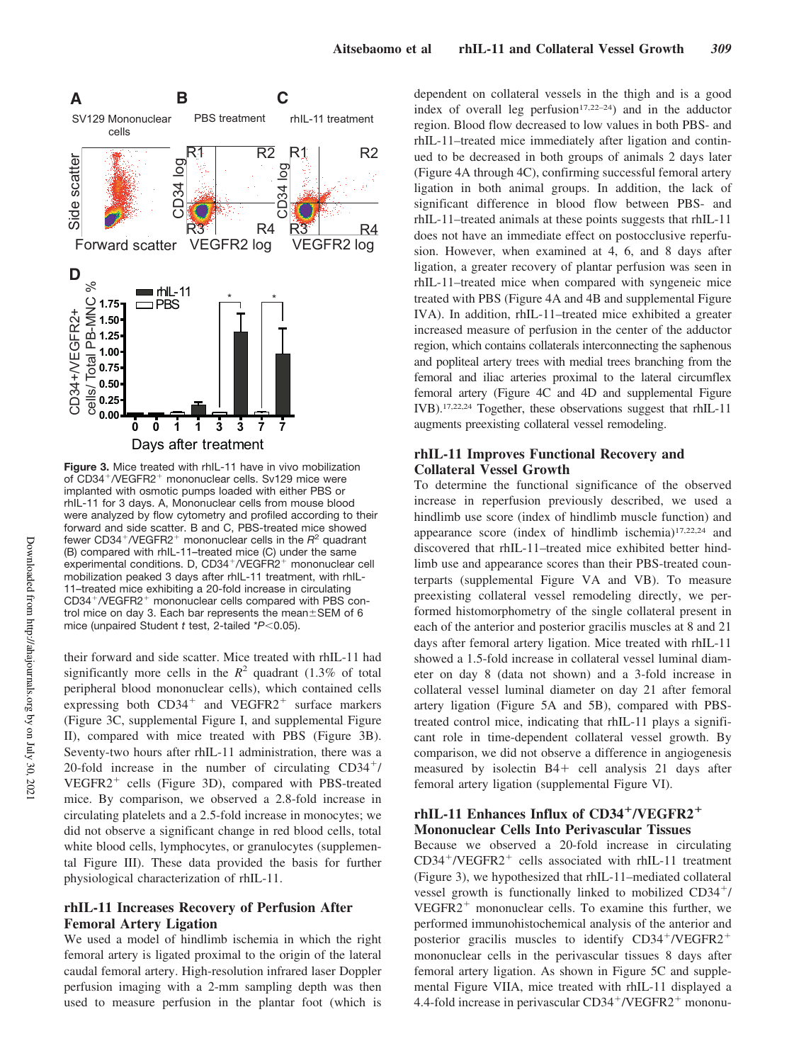**Figure 3.** Mice treated with rhIL-11 have in vivo mobilization of CD34$^+$/VEGFR2$^+$ mononuclear cells. Sv129 mice were implanted with osmotic pumps loaded with either PBS or rhIL-11 for 3 days. A, Mononuclear cells from mouse blood were analyzed by flow cytometry and profiled according to their forward and side scatter. B and C, PBS-treated mice showed fewer CD34$^+$/VEGFR2$^+$ mononuclear cells in the $R^2$ quadrant (B) compared with rhIL-11–treated mice (C) under the same experimental conditions. D, CD34$^+$/VEGFR2$^+$ mononuclear cell mobilization peaked 3 days after rhIL-11 treatment, with rhIL-11–treated mice exhibiting a 20-fold increase in circulating CD34$^+$/VEGFR2$^+$ mononuclear cells compared with PBS control mice on day 3. Each bar represents the mean±SEM of 6 mice (unpaired Student *t* test, 2-tailed *$P<0.05$).

their forward and side scatter. Mice treated with rhIL-11 had significantly more cells in the $R^2$ quadrant (1.3% of total peripheral blood mononuclear cells), which contained cells expressing both CD34$^+$ and VEGFR2$^+$ surface markers (Figure 3C, supplemental Figure I, and supplemental Figure II), compared with mice treated with PBS (Figure 3B). Seventy-two hours after rhIL-11 administration, there was a 20-fold increase in the number of circulating CD34$^+$/VEGFR2$^+$ cells (Figure 3D), compared with PBS-treated mice. By comparison, we observed a 2.8-fold increase in circulating platelets and a 2.5-fold increase in monocytes; we did not observe a significant change in red blood cells, total white blood cells, lymphocytes, or granulocytes (supplemental Figure III). These data provided the basis for further physiological characterization of rhIL-11.

## rhIL-11 Increases Recovery of Perfusion After Femoral Artery Ligation

We used a model of hindlimb ischemia in which the right femoral artery is ligated proximal to the origin of the lateral caudal femoral artery. High-resolution infrared laser Doppler perfusion imaging with a 2-mm sampling depth was then used to measure perfusion in the plantar foot (which is dependent on collateral vessels in the thigh and is a good index of overall leg perfusion[17,22–24]) and in the adductor region. Blood flow decreased to low values in both PBS- and rhIL-11–treated mice immediately after ligation and continued to be decreased in both groups of animals 2 days later (Figure 4A through 4C), confirming successful femoral artery ligation in both animal groups. In addition, the lack of significant difference in blood flow between PBS- and rhIL-11–treated animals at these points suggests that rhIL-11 does not have an immediate effect on postocclusive reperfusion. However, when examined at 4, 6, and 8 days after ligation, a greater recovery of plantar perfusion was seen in rhIL-11–treated mice when compared with syngeneic mice treated with PBS (Figure 4A and 4B and supplemental Figure IVA). In addition, rhIL-11–treated mice exhibited a greater increased measure of perfusion in the center of the adductor region, which contains collaterals interconnecting the saphenous and popliteal artery trees with medial trees branching from the femoral and iliac arteries proximal to the lateral circumflex femoral artery (Figure 4C and 4D and supplemental Figure IVB).[17,22,24] Together, these observations suggest that rhIL-11 augments preexisting collateral vessel remodeling.

## rhIL-11 Improves Functional Recovery and Collateral Vessel Growth

To determine the functional significance of the observed increase in reperfusion previously described, we used a hindlimb use score (index of hindlimb muscle function) and appearance score (index of hindlimb ischemia)[17,22,24] and discovered that rhIL-11–treated mice exhibited better hindlimb use and appearance scores than their PBS-treated counterparts (supplemental Figure VA and VB). To measure preexisting collateral vessel remodeling directly, we performed histomorphometry of the single collateral present in each of the anterior and posterior gracilis muscles at 8 and 21 days after femoral artery ligation. Mice treated with rhIL-11 showed a 1.5-fold increase in collateral vessel luminal diameter on day 8 (data not shown) and a 3-fold increase in collateral vessel luminal diameter on day 21 after femoral artery ligation (Figure 5A and 5B), compared with PBS-treated control mice, indicating that rhIL-11 plays a significant role in time-dependent collateral vessel growth. By comparison, we did not observe a difference in angiogenesis measured by isolectin B4+ cell analysis 21 days after femoral artery ligation (supplemental Figure VI).

## rhIL-11 Enhances Influx of CD34$^+$/VEGFR2$^+$ Mononuclear Cells Into Perivascular Tissues

Because we observed a 20-fold increase in circulating CD34$^+$/VEGFR2$^+$ cells associated with rhIL-11 treatment (Figure 3), we hypothesized that rhIL-11–mediated collateral vessel growth is functionally linked to mobilized CD34$^+$/VEGFR2$^+$ mononuclear cells. To examine this further, we performed immunohistochemical analysis of the anterior and posterior gracilis muscles to identify CD34$^+$/VEGFR2$^+$ mononuclear cells in the perivascular tissues 8 days after femoral artery ligation. As shown in Figure 5C and supplemental Figure VIIA, mice treated with rhIL-11 displayed a 4.4-fold increase in perivascular CD34$^+$/VEGFR2$^+$ mononu-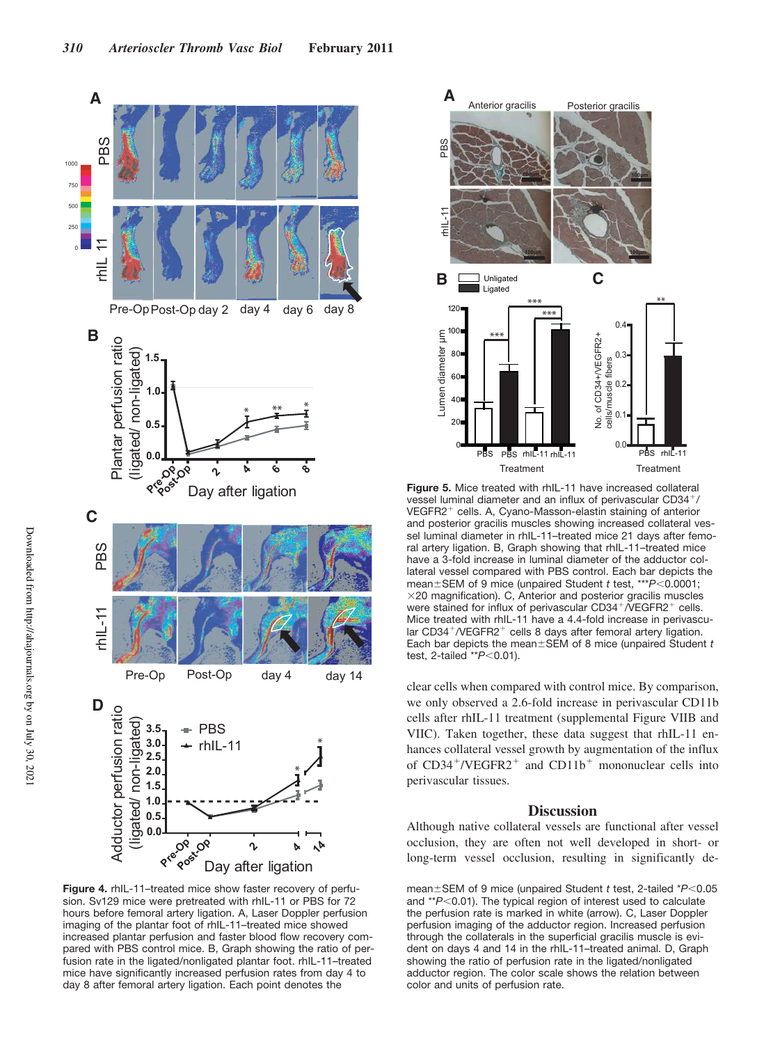**Figure 4.** rhIL-11–treated mice show faster recovery of perfusion. Sv129 mice were pretreated with rhIL-11 or PBS for 72 hours before femoral artery ligation. A, Laser Doppler perfusion imaging of the plantar foot of rhIL-11–treated mice showed increased plantar perfusion and faster blood flow recovery compared with PBS control mice. B, Graph showing the ratio of perfusion rate in the ligated/nonligated plantar foot. rhIL-11–treated mice have significantly increased perfusion rates from day 4 to day 8 after femoral artery ligation. Each point denotes the mean±SEM of 9 mice (unpaired Student t test, 2-tailed $^*P<0.05$ and $^{**}P<0.01$). The typical region of interest used to calculate the perfusion rate is marked in white (arrow). C, Laser Doppler perfusion imaging of the adductor region. Increased perfusion through the collaterals in the superficial gracilis muscle is evident on days 4 and 14 in the rhIL-11–treated animal. D, Graph showing the ratio of perfusion rate in the ligated/nonligated adductor region. The color scale shows the relation between color and units of perfusion rate.

**Figure 5.** Mice treated with rhIL-11 have increased collateral vessel luminal diameter and an influx of perivascular CD34$^+$/VEGFR2$^+$ cells. A, Cyano-Masson-elastin staining of anterior and posterior gracilis muscles showing increased collateral vessel luminal diameter in rhIL-11–treated mice 21 days after femoral artery ligation. B, Graph showing that rhIL-11–treated mice have a 3-fold increase in luminal diameter of the adductor collateral vessel compared with PBS control. Each bar depicts the mean±SEM of 9 mice (unpaired Student t test, $^{***}P<0.0001$; ×20 magnification). C, Anterior and posterior gracilis muscles were stained for influx of perivascular CD34$^+$/VEGFR2$^+$ cells. Mice treated with rhIL-11 have a 4.4-fold increase in perivascular CD34$^+$/VEGFR2$^+$ cells 8 days after femoral artery ligation. Each bar depicts the mean±SEM of 8 mice (unpaired Student t test, 2-tailed $^{**}P<0.01$).

clear cells when compared with control mice. By comparison, we only observed a 2.6-fold increase in perivascular CD11b cells after rhIL-11 treatment (supplemental Figure VIIB and VIIC). Taken together, these data suggest that rhIL-11 enhances collateral vessel growth by augmentation of the influx of CD34$^+$/VEGFR2$^+$ and CD11b$^+$ mononuclear cells into perivascular tissues.

## Discussion

Although native collateral vessels are functional after vessel occlusion, they are often not well developed in short- or long-term vessel occlusion, resulting in significantly de-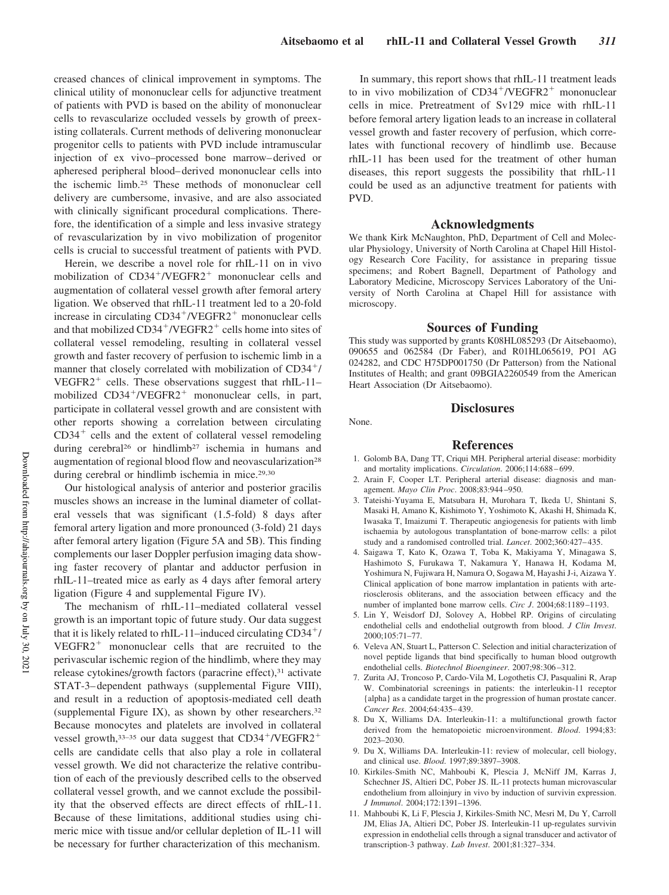creased chances of clinical improvement in symptoms. The clinical utility of mononuclear cells for adjunctive treatment of patients with PVD is based on the ability of mononuclear cells to revascularize occluded vessels by growth of preexisting collaterals. Current methods of delivering mononuclear progenitor cells to patients with PVD include intramuscular injection of ex vivo–processed bone marrow–derived or apheresed peripheral blood–derived mononuclear cells into the ischemic limb.[25] These methods of mononuclear cell delivery are cumbersome, invasive, and are also associated with clinically significant procedural complications. Therefore, the identification of a simple and less invasive strategy of revascularization by in vivo mobilization of progenitor cells is crucial to successful treatment of patients with PVD.

Herein, we describe a novel role for rhIL-11 on in vivo mobilization of $CD34^+/VEGFR2^+$ mononuclear cells and augmentation of collateral vessel growth after femoral artery ligation. We observed that rhIL-11 treatment led to a 20-fold increase in circulating $CD34^+/VEGFR2^+$ mononuclear cells and that mobilized $CD34^+/VEGFR2^+$ cells home into sites of collateral vessel remodeling, resulting in collateral vessel growth and faster recovery of perfusion to ischemic limb in a manner that closely correlated with mobilization of $CD34^+/VEGFR2^+$ cells. These observations suggest that rhIL-11–mobilized $CD34^+/VEGFR2^+$ mononuclear cells, in part, participate in collateral vessel growth and are consistent with other reports showing a correlation between circulating $CD34^+$ cells and the extent of collateral vessel remodeling during cerebral[26] or hindlimb[27] ischemia in humans and augmentation of regional blood flow and neovascularization[28] during cerebral or hindlimb ischemia in mice.[29,30]

Our histological analysis of anterior and posterior gracilis muscles shows an increase in the luminal diameter of collateral vessels that was significant (1.5-fold) 8 days after femoral artery ligation and more pronounced (3-fold) 21 days after femoral artery ligation (Figure 5A and 5B). This finding complements our laser Doppler perfusion imaging data showing faster recovery of plantar and adductor perfusion in rhIL-11–treated mice as early as 4 days after femoral artery ligation (Figure 4 and supplemental Figure IV).

The mechanism of rhIL-11–mediated collateral vessel growth is an important topic of future study. Our data suggest that it is likely related to rhIL-11–induced circulating $CD34^+/VEGFR2^+$ mononuclear cells that are recruited to the perivascular ischemic region of the hindlimb, where they may release cytokines/growth factors (paracrine effect),[31] activate STAT-3–dependent pathways (supplemental Figure VIII), and result in a reduction of apoptosis-mediated cell death (supplemental Figure IX), as shown by other researchers.[32] Because monocytes and platelets are involved in collateral vessel growth,[33–35] our data suggest that $CD34^+/VEGFR2^+$ cells are candidate cells that also play a role in collateral vessel growth. We did not characterize the relative contribution of each of the previously described cells to the observed collateral vessel growth, and we cannot exclude the possibility that the observed effects are direct effects of rhIL-11. Because of these limitations, additional studies using chimeric mice with tissue and/or cellular depletion of IL-11 will be necessary for further characterization of this mechanism.

In summary, this report shows that rhIL-11 treatment leads to in vivo mobilization of $CD34^+/VEGFR2^+$ mononuclear cells in mice. Pretreatment of Sv129 mice with rhIL-11 before femoral artery ligation leads to an increase in collateral vessel growth and faster recovery of perfusion, which correlates with functional recovery of hindlimb use. Because rhIL-11 has been used for the treatment of other human diseases, this report suggests the possibility that rhIL-11 could be used as an adjunctive treatment for patients with PVD.

## Acknowledgments

We thank Kirk McNaughton, PhD, Department of Cell and Molecular Physiology, University of North Carolina at Chapel Hill Histology Research Core Facility, for assistance in preparing tissue specimens; and Robert Bagnell, Department of Pathology and Laboratory Medicine, Microscopy Services Laboratory of the University of North Carolina at Chapel Hill for assistance with microscopy.

## Sources of Funding

This study was supported by grants K08HL085293 (Dr Aitsebaomo), 090655 and 062584 (Dr Faber), and R01HL065619, PO1 AG 024282, and CDC H75DP001750 (Dr Patterson) from the National Institutes of Health; and grant 09BGIA2260549 from the American Heart Association (Dr Aitsebaomo).

## Disclosures

None.

## References

1. Golomb BA, Dang TT, Criqui MH. Peripheral arterial disease: morbidity and mortality implications. *Circulation*. 2006;114:688–699.
2. Arain F, Cooper LT. Peripheral arterial disease: diagnosis and management. *Mayo Clin Proc*. 2008;83:944–950.
3. Tateishi-Yuyama E, Matsubara H, Murohara T, Ikeda U, Shintani S, Masaki H, Amano K, Kishimoto Y, Yoshimoto K, Akashi H, Shimada K, Iwasaka T, Imaizumi T. Therapeutic angiogenesis for patients with limb ischaemia by autologous transplantation of bone-marrow cells: a pilot study and a randomised controlled trial. *Lancet*. 2002;360:427–435.
4. Saigawa T, Kato K, Ozawa T, Toba K, Makiyama Y, Minagawa S, Hashimoto S, Furukawa T, Nakamura Y, Hanawa H, Kodama M, Yoshimura N, Fujiwara H, Namura O, Sogawa M, Hayashi J-i, Aizawa Y. Clinical application of bone marrow implantation in patients with arteriosclerosis obliterans, and the association between efficacy and the number of implanted bone marrow cells. *Circ J*. 2004;68:1189–1193.
5. Lin Y, Weisdorf DJ, Solovey A, Hebbel RP. Origins of circulating endothelial cells and endothelial outgrowth from blood. *J Clin Invest*. 2000;105:71–77.
6. Veleva AN, Stuart L, Patterson C. Selection and initial characterization of novel peptide ligands that bind specifically to human blood outgrowth endothelial cells. *Biotechnol Bioengineer*. 2007;98:306–312.
7. Zurita AJ, Troncoso P, Cardo-Vila M, Logothetis CJ, Pasqualini R, Arap W. Combinatorial screenings in patients: the interleukin-11 receptor {alpha} as a candidate target in the progression of human prostate cancer. *Cancer Res*. 2004;64:435–439.
8. Du X, Williams DA. Interleukin-11: a multifunctional growth factor derived from the hematopoietic microenvironment. *Blood*. 1994;83: 2023–2030.
9. Du X, Williams DA. Interleukin-11: review of molecular, cell biology, and clinical use. *Blood*. 1997;89:3897–3908.
10. Kirkiles-Smith NC, Mahboubi K, Plescia J, McNiff JM, Karras J, Schechner JS, Altieri DC, Pober JS. IL-11 protects human microvascular endothelium from alloinjury in vivo by induction of survivin expression. *J Immunol*. 2004;172:1391–1396.
11. Mahboubi K, Li F, Plescia J, Kirkiles-Smith NC, Mesri M, Du Y, Carroll JM, Elias JA, Altieri DC, Pober JS. Interleukin-11 up-regulates survivin expression in endothelial cells through a signal transducer and activator of transcription-3 pathway. *Lab Invest*. 2001;81:327–334.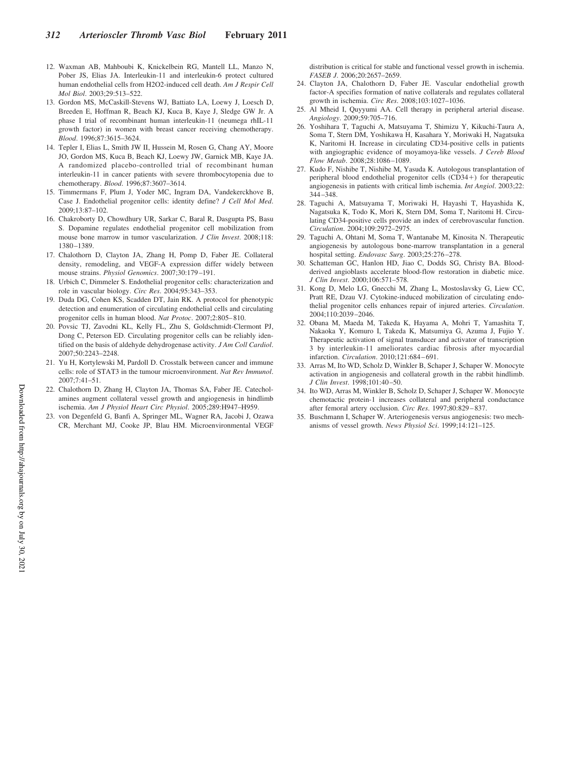12. Waxman AB, Mahboubi K, Knickelbein RG, Mantell LL, Manzo N, Pober JS, Elias JA. Interleukin-11 and interleukin-6 protect cultured human endothelial cells from H2O2-induced cell death. *Am J Respir Cell Mol Biol*. 2003;29:513–522.
13. Gordon MS, McCaskill-Stevens WJ, Battiato LA, Loewy J, Loesch D, Breeden E, Hoffman R, Beach KJ, Kuca B, Kaye J, Sledge GW Jr. A phase I trial of recombinant human interleukin-11 (neumega rhIL-11 growth factor) in women with breast cancer receiving chemotherapy. *Blood*. 1996;87:3615–3624.
14. Tepler I, Elias L, Smith JW II, Hussein M, Rosen G, Chang AY, Moore JO, Gordon MS, Kuca B, Beach KJ, Loewy JW, Garnick MB, Kaye JA. A randomized placebo-controlled trial of recombinant human interleukin-11 in cancer patients with severe thrombocytopenia due to chemotherapy. *Blood*. 1996;87:3607–3614.
15. Timmermans F, Plum J, Yoder MC, Ingram DA, Vandekerckhove B, Case J. Endothelial progenitor cells: identity define? *J Cell Mol Med*. 2009;13:87–102.
16. Chakroborty D, Chowdhury UR, Sarkar C, Baral R, Dasgupta PS, Basu S. Dopamine regulates endothelial progenitor cell mobilization from mouse bone marrow in tumor vascularization. *J Clin Invest*. 2008;118: 1380–1389.
17. Chalothorn D, Clayton JA, Zhang H, Pomp D, Faber JE. Collateral density, remodeling, and VEGF-A expression differ widely between mouse strains. *Physiol Genomics*. 2007;30:179–191.
18. Urbich C, Dimmeler S. Endothelial progenitor cells: characterization and role in vascular biology. *Circ Res*. 2004;95:343–353.
19. Duda DG, Cohen KS, Scadden DT, Jain RK. A protocol for phenotypic detection and enumeration of circulating endothelial cells and circulating progenitor cells in human blood. *Nat Protoc*. 2007;2:805–810.
20. Povsic TJ, Zavodni KL, Kelly FL, Zhu S, Goldschmidt-Clermont PJ, Dong C, Peterson ED. Circulating progenitor cells can be reliably identified on the basis of aldehyde dehydrogenase activity. *J Am Coll Cardiol*. 2007;50:2243–2248.
21. Yu H, Kortylewski M, Pardoll D. Crosstalk between cancer and immune cells: role of STAT3 in the tumour microenvironment. *Nat Rev Immunol*. 2007;7:41–51.
22. Chalothorn D, Zhang H, Clayton JA, Thomas SA, Faber JE. Catecholamines augment collateral vessel growth and angiogenesis in hindlimb ischemia. *Am J Physiol Heart Circ Physiol*. 2005;289:H947–H959.
23. von Degenfeld G, Banfi A, Springer ML, Wagner RA, Jacobi J, Ozawa CR, Merchant MJ, Cooke JP, Blau HM. Microenvironmental VEGF distribution is critical for stable and functional vessel growth in ischemia. *FASEB J*. 2006;20:2657–2659.
24. Clayton JA, Chalothorn D, Faber JE. Vascular endothelial growth factor-A specifies formation of native collaterals and regulates collateral growth in ischemia. *Circ Res*. 2008;103:1027–1036.
25. Al Mheid I, Quyyumi AA. Cell therapy in peripheral arterial disease. *Angiology*. 2009;59:705–716.
26. Yoshihara T, Taguchi A, Matsuyama T, Shimizu Y, Kikuchi-Taura A, Soma T, Stern DM, Yoshikawa H, Kasahara Y, Moriwaki H, Nagatsuka K, Naritomi H. Increase in circulating CD34-positive cells in patients with angiographic evidence of moyamoya-like vessels. *J Cereb Blood Flow Metab*. 2008;28:1086–1089.
27. Kudo F, Nishibe T, Nishibe M, Yasuda K. Autologous transplantation of peripheral blood endothelial progenitor cells (CD34+) for therapeutic angiogenesis in patients with critical limb ischemia. *Int Angiol*. 2003;22: 344–348.
28. Taguchi A, Matsuyama T, Moriwaki H, Hayashi T, Hayashida K, Nagatsuka K, Todo K, Mori K, Stern DM, Soma T, Naritomi H. Circulating CD34-positive cells provide an index of cerebrovascular function. *Circulation*. 2004;109:2972–2975.
29. Taguchi A, Ohtani M, Soma T, Wantanabe M, Kinosita N. Therapeutic angiogenesis by autologous bone-marrow transplantation in a general hospital setting. *Endovasc Surg*. 2003;25:276–278.
30. Schatteman GC, Hanlon HD, Jiao C, Dodds SG, Christy BA. Blood-derived angioblasts accelerate blood-flow restoration in diabetic mice. *J Clin Invest*. 2000;106:571–578.
31. Kong D, Melo LG, Gnecchi M, Zhang L, Mostoslavsky G, Liew CC, Pratt RE, Dzau VJ. Cytokine-induced mobilization of circulating endothelial progenitor cells enhances repair of injured arteries. *Circulation*. 2004;110:2039–2046.
32. Obana M, Maeda M, Takeda K, Hayama A, Mohri T, Yamashita T, Nakaoka Y, Komuro I, Takeda K, Matsumiya G, Azuma J, Fujio Y. Therapeutic activation of signal transducer and activator of transcription 3 by interleukin-11 ameliorates cardiac fibrosis after myocardial infarction. *Circulation*. 2010;121:684–691.
33. Arras M, Ito WD, Scholz D, Winkler B, Schaper J, Schaper W. Monocyte activation in angiogenesis and collateral growth in the rabbit hindlimb. *J Clin Invest*. 1998;101:40–50.
34. Ito WD, Arras M, Winkler B, Scholz D, Schaper J, Schaper W. Monocyte chemotactic protein-1 increases collateral and peripheral conductance after femoral artery occlusion. *Circ Res*. 1997;80:829–837.
35. Buschmann I, Schaper W. Arteriogenesis versus angiogenesis: two mechanisms of vessel growth. *News Physiol Sci*. 1999;14:121–125.